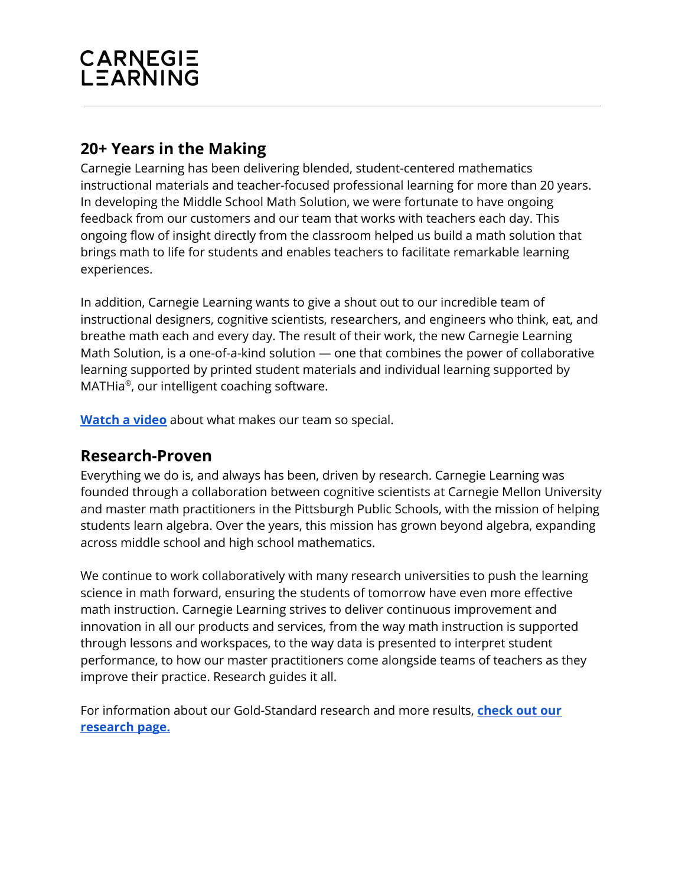CARNEGIE LEARNING

## 20+ Years in the Making

Carnegie Learning has been delivering blended, student-centered mathematics instructional materials and teacher-focused professional learning for more than 20 years. In developing the Middle School Math Solution, we were fortunate to have ongoing feedback from our customers and our team that works with teachers each day. This ongoing flow of insight directly from the classroom helped us build a math solution that brings math to life for students and enables teachers to facilitate remarkable learning experiences.

In addition, Carnegie Learning wants to give a shout out to our incredible team of instructional designers, cognitive scientists, researchers, and engineers who think, eat, and breathe math each and every day. The result of their work, the new Carnegie Learning Math Solution, is a one-of-a-kind solution — one that combines the power of collaborative learning supported by printed student materials and individual learning supported by MATHia®, our intelligent coaching software.

**Watch a video** about what makes our team so special.

## Research-Proven

Everything we do is, and always has been, driven by research. Carnegie Learning was founded through a collaboration between cognitive scientists at Carnegie Mellon University and master math practitioners in the Pittsburgh Public Schools, with the mission of helping students learn algebra. Over the years, this mission has grown beyond algebra, expanding across middle school and high school mathematics.

We continue to work collaboratively with many research universities to push the learning science in math forward, ensuring the students of tomorrow have even more effective math instruction. Carnegie Learning strives to deliver continuous improvement and innovation in all our products and services, from the way math instruction is supported through lessons and workspaces, to the way data is presented to interpret student performance, to how our master practitioners come alongside teams of teachers as they improve their practice. Research guides it all.

For information about our Gold-Standard research and more results, **check out our research page.**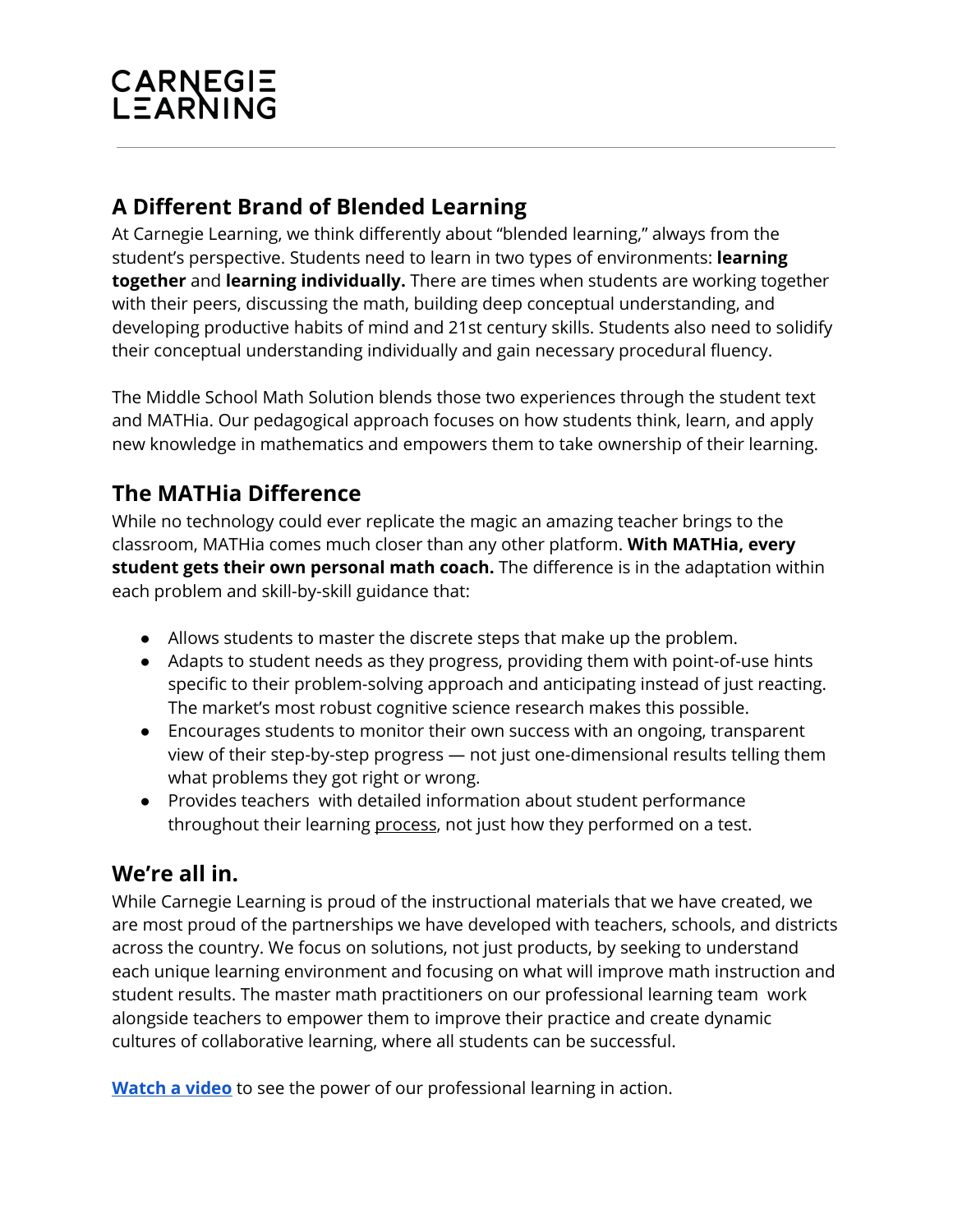CARNEGIE LEARNING

## A Different Brand of Blended Learning

At Carnegie Learning, we think differently about "blended learning," always from the student's perspective. Students need to learn in two types of environments: **learning together** and **learning individually.** There are times when students are working together with their peers, discussing the math, building deep conceptual understanding, and developing productive habits of mind and 21st century skills. Students also need to solidify their conceptual understanding individually and gain necessary procedural fluency.

The Middle School Math Solution blends those two experiences through the student text and MATHia. Our pedagogical approach focuses on how students think, learn, and apply new knowledge in mathematics and empowers them to take ownership of their learning.

## The MATHia Difference

While no technology could ever replicate the magic an amazing teacher brings to the classroom, MATHia comes much closer than any other platform. **With MATHia, every student gets their own personal math coach.** The difference is in the adaptation within each problem and skill-by-skill guidance that:

- Allows students to master the discrete steps that make up the problem.
- Adapts to student needs as they progress, providing them with point-of-use hints specific to their problem-solving approach and anticipating instead of just reacting. The market's most robust cognitive science research makes this possible.
- Encourages students to monitor their own success with an ongoing, transparent view of their step-by-step progress — not just one-dimensional results telling them what problems they got right or wrong.
- Provides teachers with detailed information about student performance throughout their learning process, not just how they performed on a test.

## We're all in.

While Carnegie Learning is proud of the instructional materials that we have created, we are most proud of the partnerships we have developed with teachers, schools, and districts across the country. We focus on solutions, not just products, by seeking to understand each unique learning environment and focusing on what will improve math instruction and student results. The master math practitioners on our professional learning team work alongside teachers to empower them to improve their practice and create dynamic cultures of collaborative learning, where all students can be successful.

**Watch a video** to see the power of our professional learning in action.